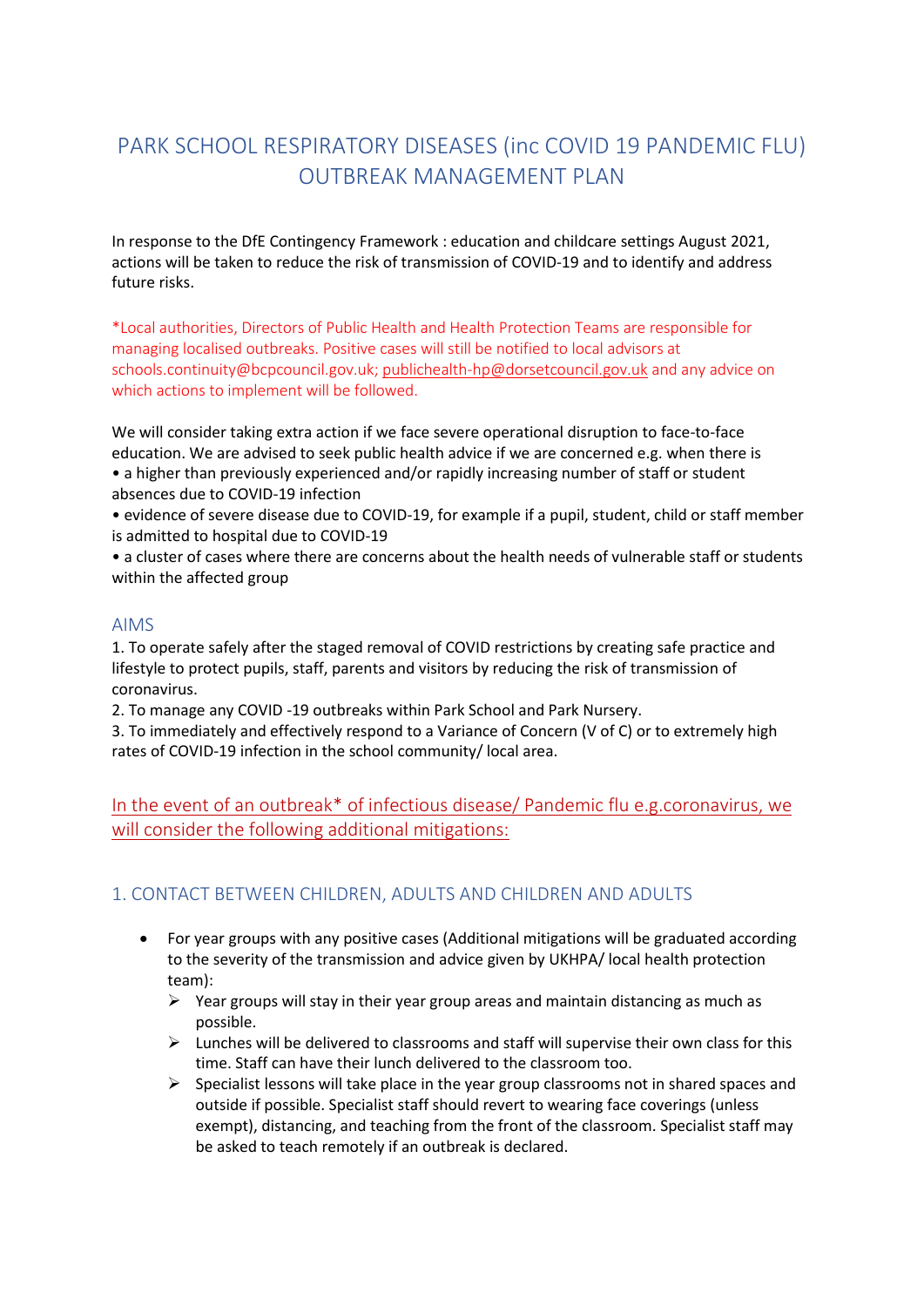# PARK SCHOOL RESPIRATORY DISEASES (inc COVID 19 PANDEMIC FLU) OUTBREAK MANAGEMENT PLAN

In response to the DfE Contingency Framework : education and childcare settings August 2021, actions will be taken to reduce the risk of transmission of COVID-19 and to identify and address future risks.

*Local authorities, Directors of Public Health and Health Protection Teams are responsible for managing localised outbreaks. Positive cases will still be notified to local advisors at schools.continuity@bcpcouncil.gov.uk; publichealth-hp@dorsetcouncil.gov.uk and any advice on which actions to implement will be followed.

We will consider taking extra action if we face severe operational disruption to face-to-face education. We are advised to seek public health advice if we are concerned e.g. when there is

- a higher than previously experienced and/or rapidly increasing number of staff or student absences due to COVID-19 infection
- evidence of severe disease due to COVID-19, for example if a pupil, student, child or staff member is admitted to hospital due to COVID-19
- a cluster of cases where there are concerns about the health needs of vulnerable staff or students within the affected group

## AIMS

1. To operate safely after the staged removal of COVID restrictions by creating safe practice and lifestyle to protect pupils, staff, parents and visitors by reducing the risk of transmission of coronavirus.
2. To manage any COVID -19 outbreaks within Park School and Park Nursery.
3. To immediately and effectively respond to a Variance of Concern (V of C) or to extremely high rates of COVID-19 infection in the school community/ local area.

## In the event of an outbreak* of infectious disease/ Pandemic flu e.g.coronavirus, we will consider the following additional mitigations:

## 1. CONTACT BETWEEN CHILDREN, ADULTS AND CHILDREN AND ADULTS

- For year groups with any positive cases (Additional mitigations will be graduated according to the severity of the transmission and advice given by UKHPA/ local health protection team):
  - Year groups will stay in their year group areas and maintain distancing as much as possible.
  - Lunches will be delivered to classrooms and staff will supervise their own class for this time. Staff can have their lunch delivered to the classroom too.
  - Specialist lessons will take place in the year group classrooms not in shared spaces and outside if possible. Specialist staff should revert to wearing face coverings (unless exempt), distancing, and teaching from the front of the classroom. Specialist staff may be asked to teach remotely if an outbreak is declared.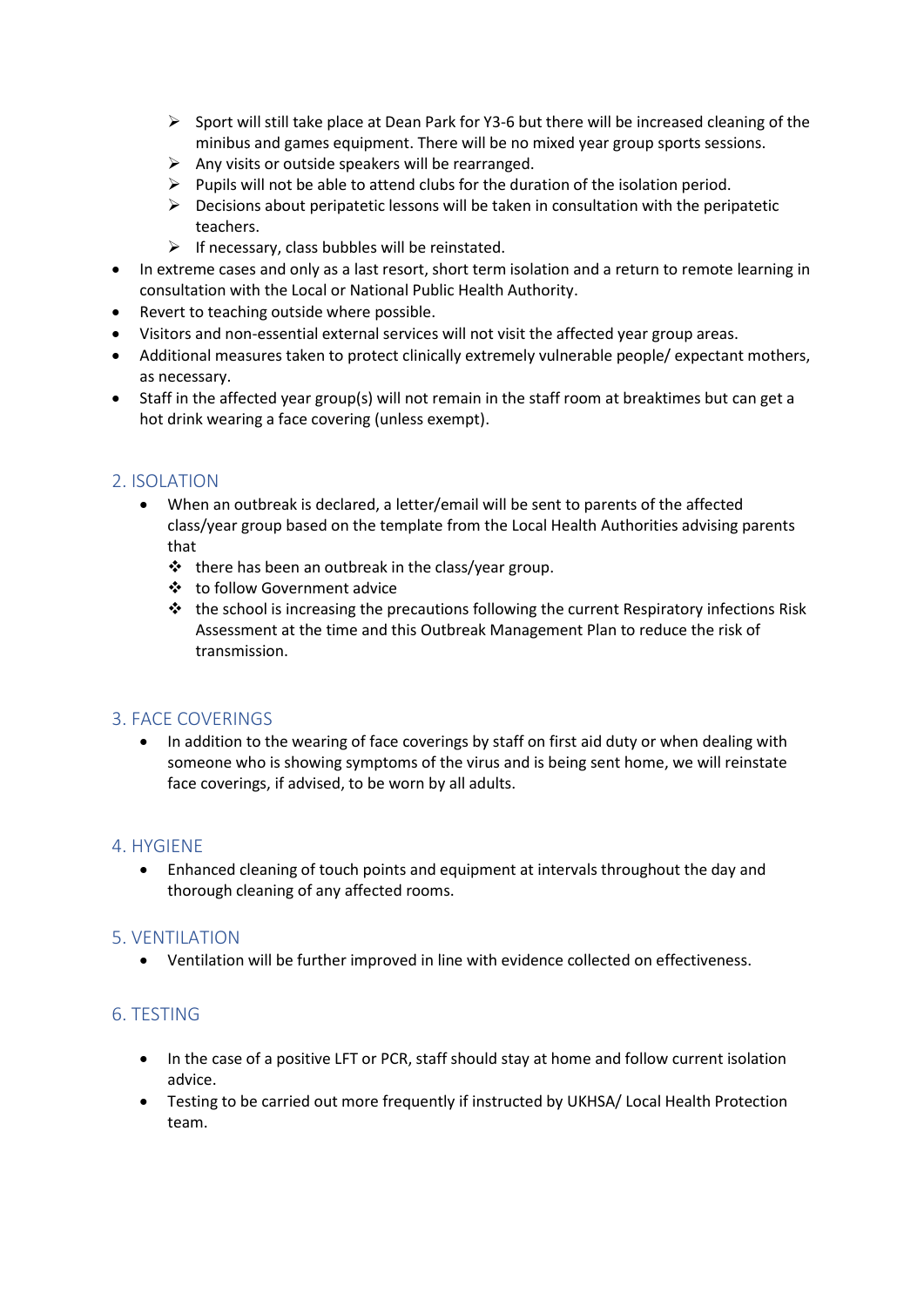- Sport will still take place at Dean Park for Y3-6 but there will be increased cleaning of the minibus and games equipment. There will be no mixed year group sports sessions.
    - Any visits or outside speakers will be rearranged.
    - Pupils will not be able to attend clubs for the duration of the isolation period.
    - Decisions about peripatetic lessons will be taken in consultation with the peripatetic teachers.
    - If necessary, class bubbles will be reinstated.
- In extreme cases and only as a last resort, short term isolation and a return to remote learning in consultation with the Local or National Public Health Authority.
- Revert to teaching outside where possible.
- Visitors and non-essential external services will not visit the affected year group areas.
- Additional measures taken to protect clinically extremely vulnerable people/ expectant mothers, as necessary.
- Staff in the affected year group(s) will not remain in the staff room at breaktimes but can get a hot drink wearing a face covering (unless exempt).

## 2. ISOLATION

- When an outbreak is declared, a letter/email will be sent to parents of the affected class/year group based on the template from the Local Health Authorities advising parents that
    - there has been an outbreak in the class/year group.
    - to follow Government advice
    - the school is increasing the precautions following the current Respiratory infections Risk Assessment at the time and this Outbreak Management Plan to reduce the risk of transmission.

## 3. FACE COVERINGS

- In addition to the wearing of face coverings by staff on first aid duty or when dealing with someone who is showing symptoms of the virus and is being sent home, we will reinstate face coverings, if advised, to be worn by all adults.

## 4. HYGIENE

- Enhanced cleaning of touch points and equipment at intervals throughout the day and thorough cleaning of any affected rooms.

## 5. VENTILATION

- Ventilation will be further improved in line with evidence collected on effectiveness.

## 6. TESTING

- In the case of a positive LFT or PCR, staff should stay at home and follow current isolation advice.
- Testing to be carried out more frequently if instructed by UKHSA/ Local Health Protection team.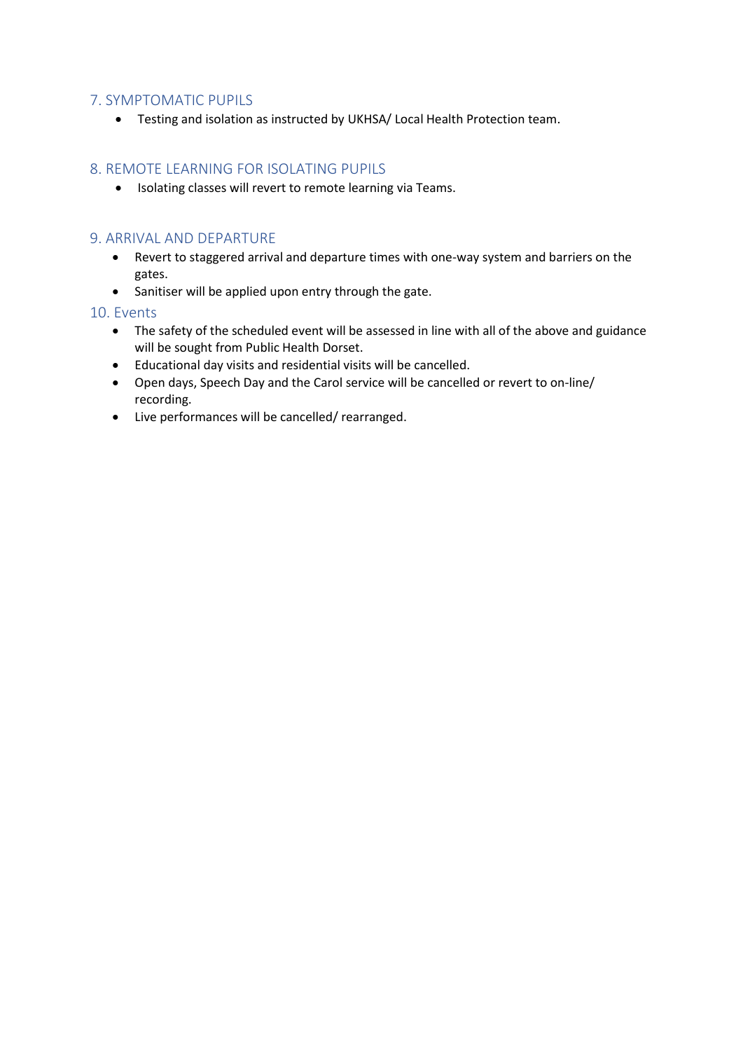## 7. SYMPTOMATIC PUPILS

- Testing and isolation as instructed by UKHSA/ Local Health Protection team.

## 8. REMOTE LEARNING FOR ISOLATING PUPILS

- Isolating classes will revert to remote learning via Teams.

## 9. ARRIVAL AND DEPARTURE

- Revert to staggered arrival and departure times with one-way system and barriers on the gates.
- Sanitiser will be applied upon entry through the gate.

## 10. Events

- The safety of the scheduled event will be assessed in line with all of the above and guidance will be sought from Public Health Dorset.
- Educational day visits and residential visits will be cancelled.
- Open days, Speech Day and the Carol service will be cancelled or revert to on-line/ recording.
- Live performances will be cancelled/ rearranged.